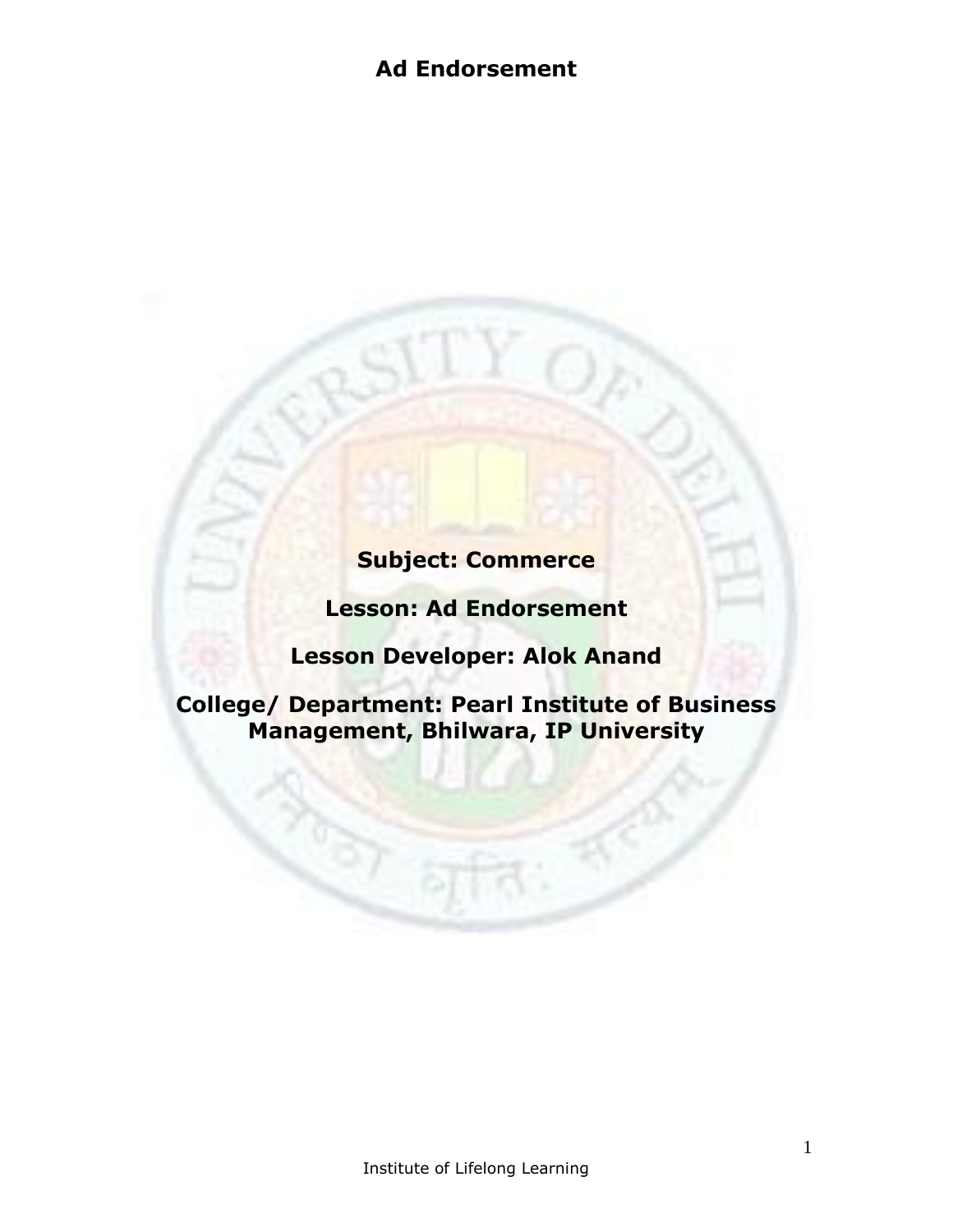# Ad Endorsement

**Subject: Commerce**

**Lesson: Ad Endorsement**

**Lesson Developer: Alok Anand**

**College/ Department: Pearl Institute of Business Management, Bhilwara, IP University**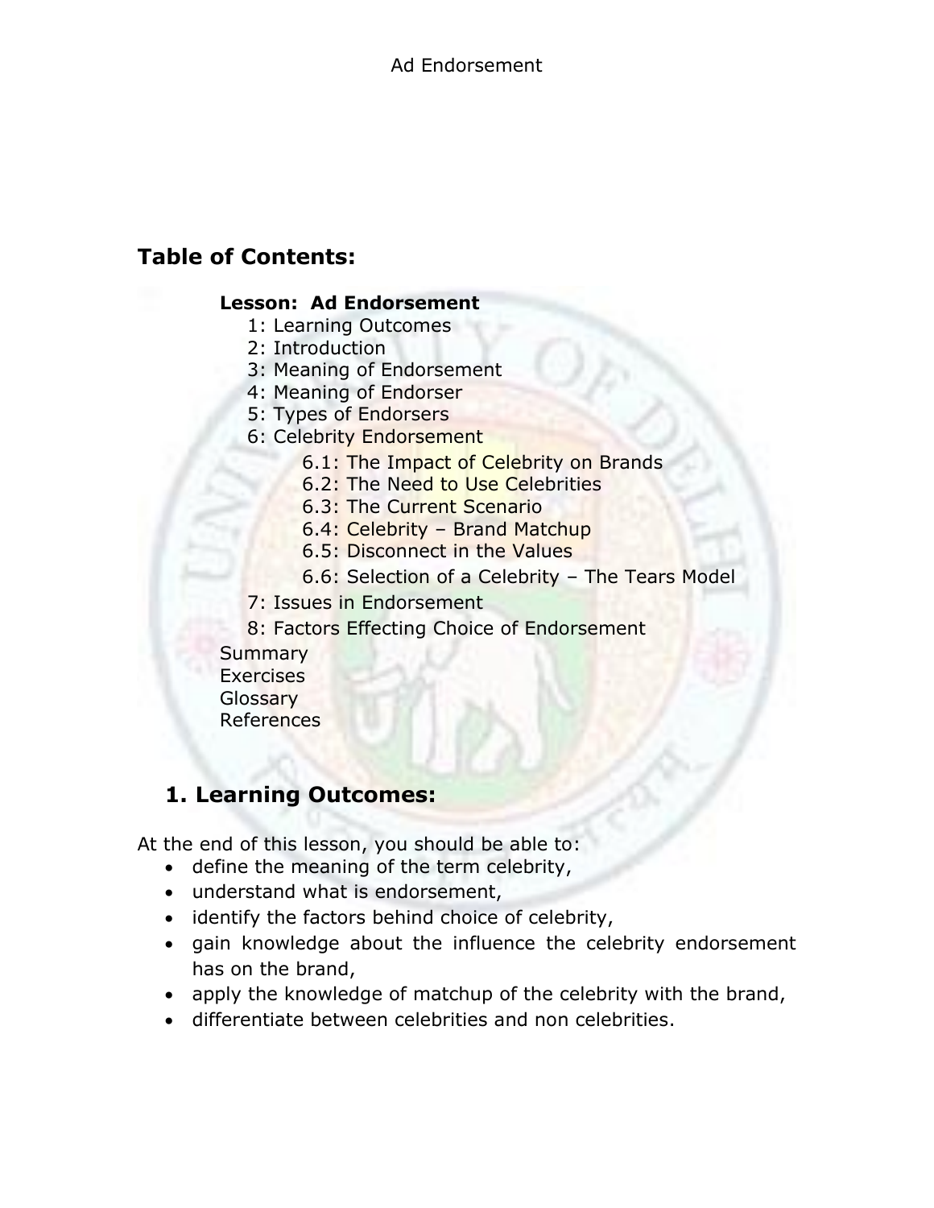## Table of Contents:

**Lesson: Ad Endorsement**

- 1: Learning Outcomes
- 2: Introduction
- 3: Meaning of Endorsement
- 4: Meaning of Endorser
- 5: Types of Endorsers
- 6: Celebrity Endorsement
  - 6.1: The Impact of Celebrity on Brands
  - 6.2: The Need to Use Celebrities
  - 6.3: The Current Scenario
  - 6.4: Celebrity – Brand Matchup
  - 6.5: Disconnect in the Values
  - 6.6: Selection of a Celebrity – The Tears Model
- 7: Issues in Endorsement
- 8: Factors Effecting Choice of Endorsement

Summary
Exercises
Glossary
References

## 1. Learning Outcomes:

At the end of this lesson, you should be able to:

- define the meaning of the term celebrity,
- understand what is endorsement,
- identify the factors behind choice of celebrity,
- gain knowledge about the influence the celebrity endorsement has on the brand,
- apply the knowledge of matchup of the celebrity with the brand,
- differentiate between celebrities and non celebrities.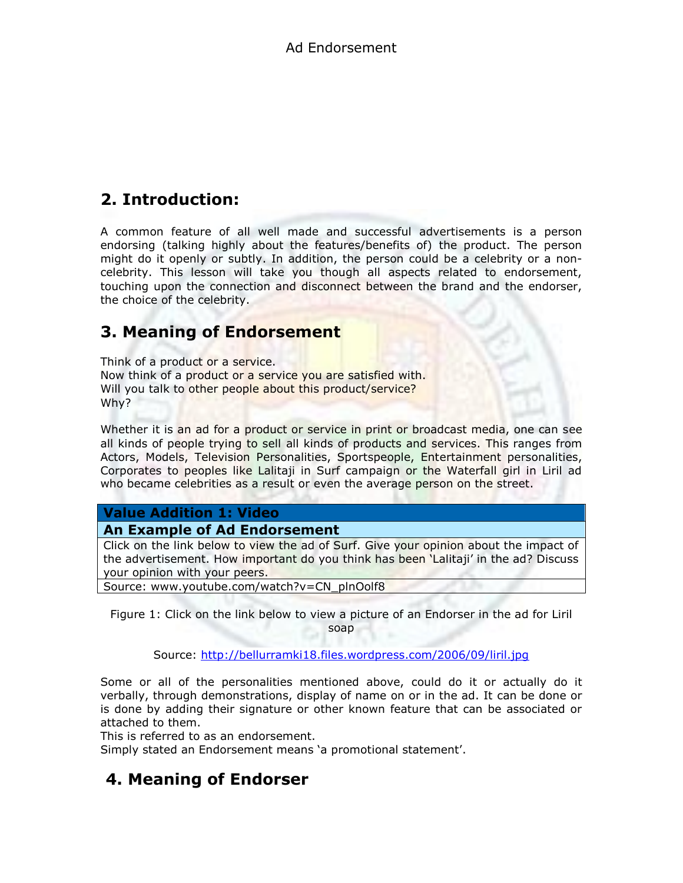## 2. Introduction:

A common feature of all well made and successful advertisements is a person endorsing (talking highly about the features/benefits of) the product. The person might do it openly or subtly. In addition, the person could be a celebrity or a non-celebrity. This lesson will take you though all aspects related to endorsement, touching upon the connection and disconnect between the brand and the endorser, the choice of the celebrity.

## 3. Meaning of Endorsement

Think of a product or a service.
Now think of a product or a service you are satisfied with.
Will you talk to other people about this product/service?
Why?

Whether it is an ad for a product or service in print or broadcast media, one can see all kinds of people trying to sell all kinds of products and services. This ranges from Actors, Models, Television Personalities, Sportspeople, Entertainment personalities, Corporates to peoples like Lalitaji in Surf campaign or the Waterfall girl in Liril ad who became celebrities as a result or even the average person on the street.

| **Value Addition 1: Video** |
|---|
| **An Example of Ad Endorsement** |
| Click on the link below to view the ad of Surf. Give your opinion about the impact of the advertisement. How important do you think has been 'Lalitaji' in the ad? Discuss your opinion with your peers. |
| Source: www.youtube.com/watch?v=CN_plnOolf8 |

Figure 1: Click on the link below to view a picture of an Endorser in the ad for Liril soap

Source: http://bellurramki18.files.wordpress.com/2006/09/liril.jpg

Some or all of the personalities mentioned above, could do it or actually do it verbally, through demonstrations, display of name on or in the ad. It can be done or is done by adding their signature or other known feature that can be associated or attached to them.
This is referred to as an endorsement.
Simply stated an Endorsement means 'a promotional statement'.

## 4. Meaning of Endorser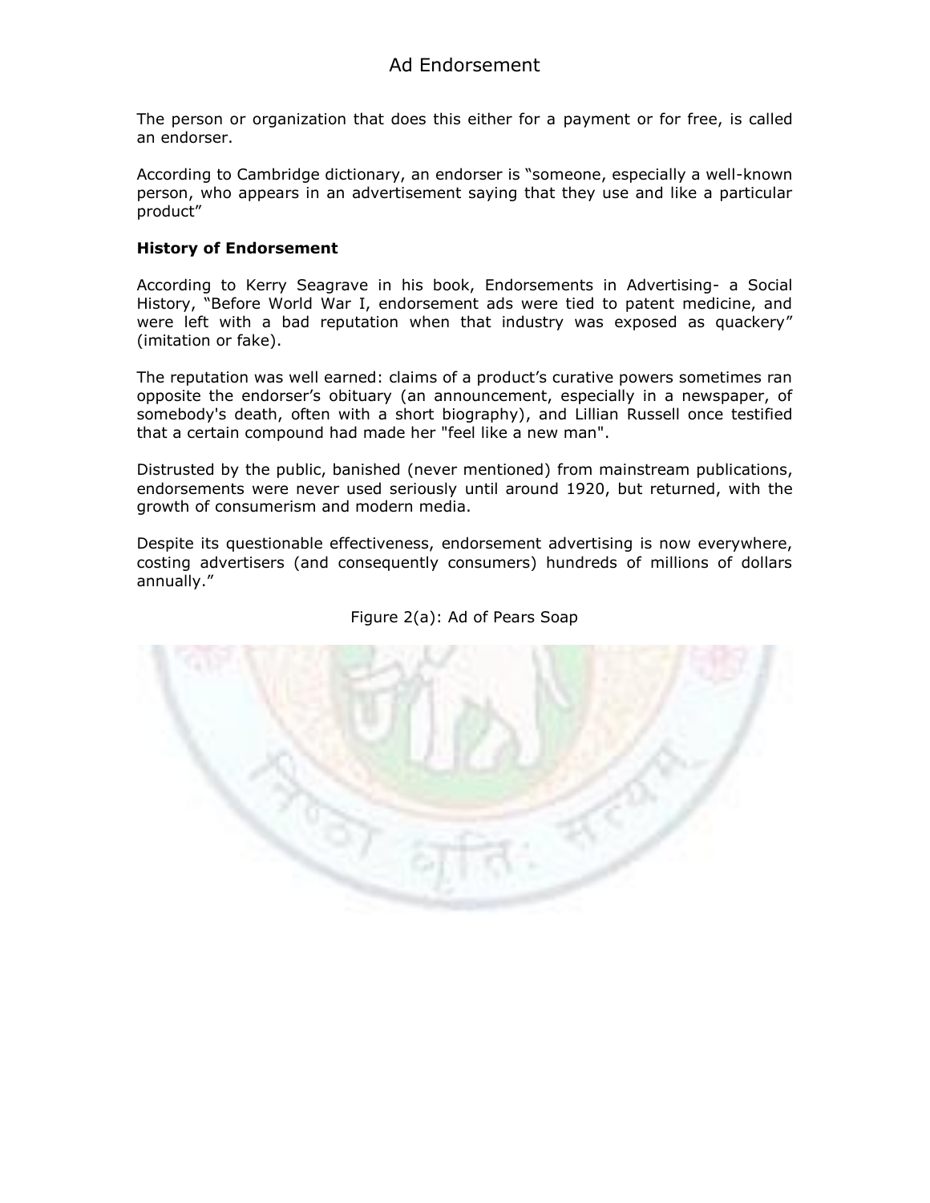The person or organization that does this either for a payment or for free, is called an endorser.

According to Cambridge dictionary, an endorser is "someone, especially a well-known person, who appears in an advertisement saying that they use and like a particular product"

**History of Endorsement**

According to Kerry Seagrave in his book, Endorsements in Advertising- a Social History, "Before World War I, endorsement ads were tied to patent medicine, and were left with a bad reputation when that industry was exposed as quackery" (imitation or fake).

The reputation was well earned: claims of a product's curative powers sometimes ran opposite the endorser's obituary (an announcement, especially in a newspaper, of somebody's death, often with a short biography), and Lillian Russell once testified that a certain compound had made her "feel like a new man".

Distrusted by the public, banished (never mentioned) from mainstream publications, endorsements were never used seriously until around 1920, but returned, with the growth of consumerism and modern media.

Despite its questionable effectiveness, endorsement advertising is now everywhere, costing advertisers (and consequently consumers) hundreds of millions of dollars annually."

Figure 2(a): Ad of Pears Soap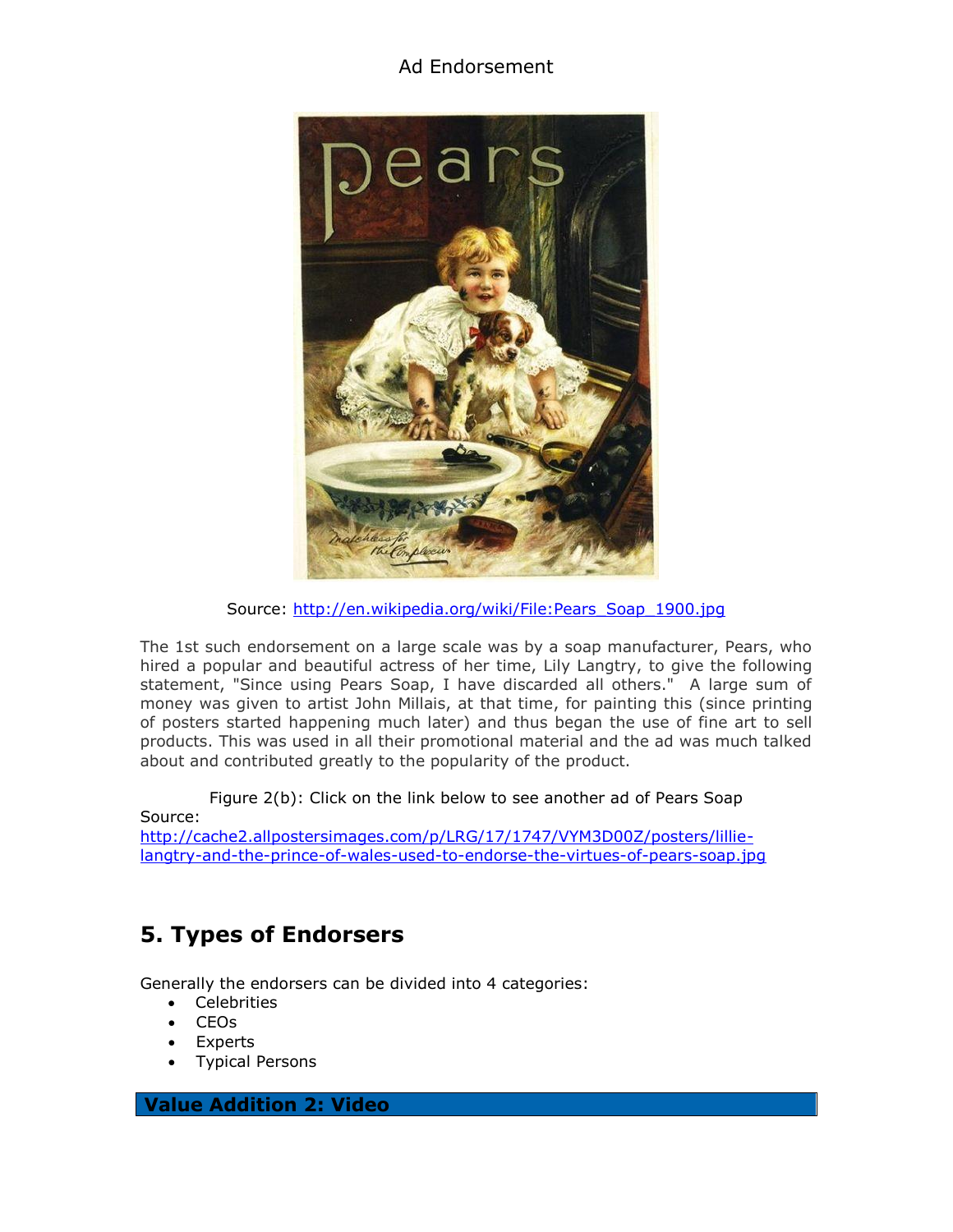Source: http://en.wikipedia.org/wiki/File:Pears_Soap_1900.jpg

The 1st such endorsement on a large scale was by a soap manufacturer, Pears, who hired a popular and beautiful actress of her time, Lily Langtry, to give the following statement, "Since using Pears Soap, I have discarded all others." A large sum of money was given to artist John Millais, at that time, for painting this (since printing of posters started happening much later) and thus began the use of fine art to sell products. This was used in all their promotional material and the ad was much talked about and contributed greatly to the popularity of the product.

Figure 2(b): Click on the link below to see another ad of Pears Soap

Source:
http://cache2.allpostersimages.com/p/LRG/17/1747/VYM3D00Z/posters/lillie-langtry-and-the-prince-of-wales-used-to-endorse-the-virtues-of-pears-soap.jpg

## 5. Types of Endorsers

Generally the endorsers can be divided into 4 categories:

- Celebrities
- CEOs
- Experts
- Typical Persons

**Value Addition 2: Video**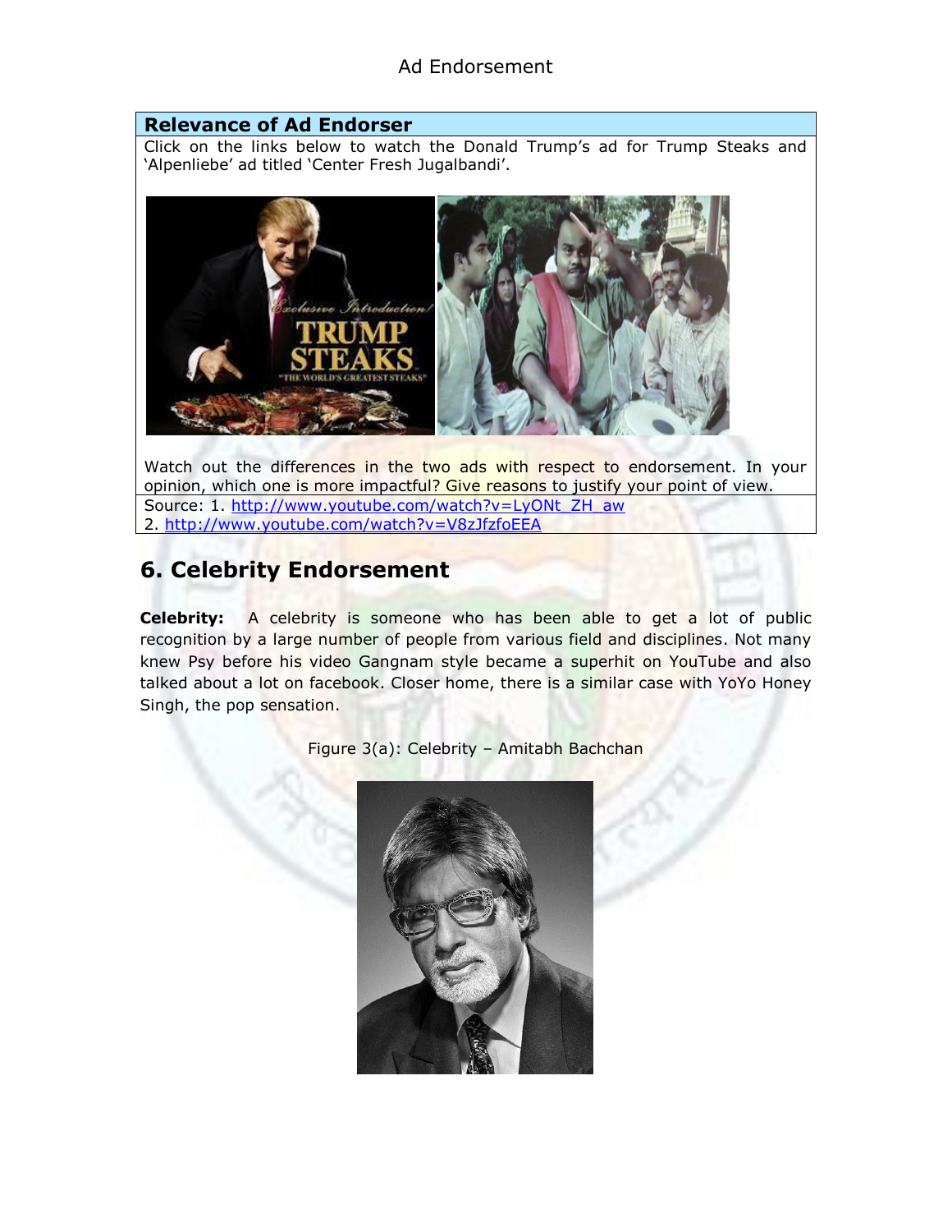**Relevance of Ad Endorser**

Click on the links below to watch the Donald Trump's ad for Trump Steaks and 'Alpenliebe' ad titled 'Center Fresh Jugalbandi'.

Watch out the differences in the two ads with respect to endorsement. In your opinion, which one is more impactful? Give reasons to justify your point of view.

Source: 1. http://www.youtube.com/watch?v=LyONt_ZH_aw
2. http://www.youtube.com/watch?v=V8zJfzfoEEA

## 6. Celebrity Endorsement

**Celebrity:** A celebrity is someone who has been able to get a lot of public recognition by a large number of people from various field and disciplines. Not many knew Psy before his video Gangnam style became a superhit on YouTube and also talked about a lot on facebook. Closer home, there is a similar case with YoYo Honey Singh, the pop sensation.

Figure 3(a): Celebrity – Amitabh Bachchan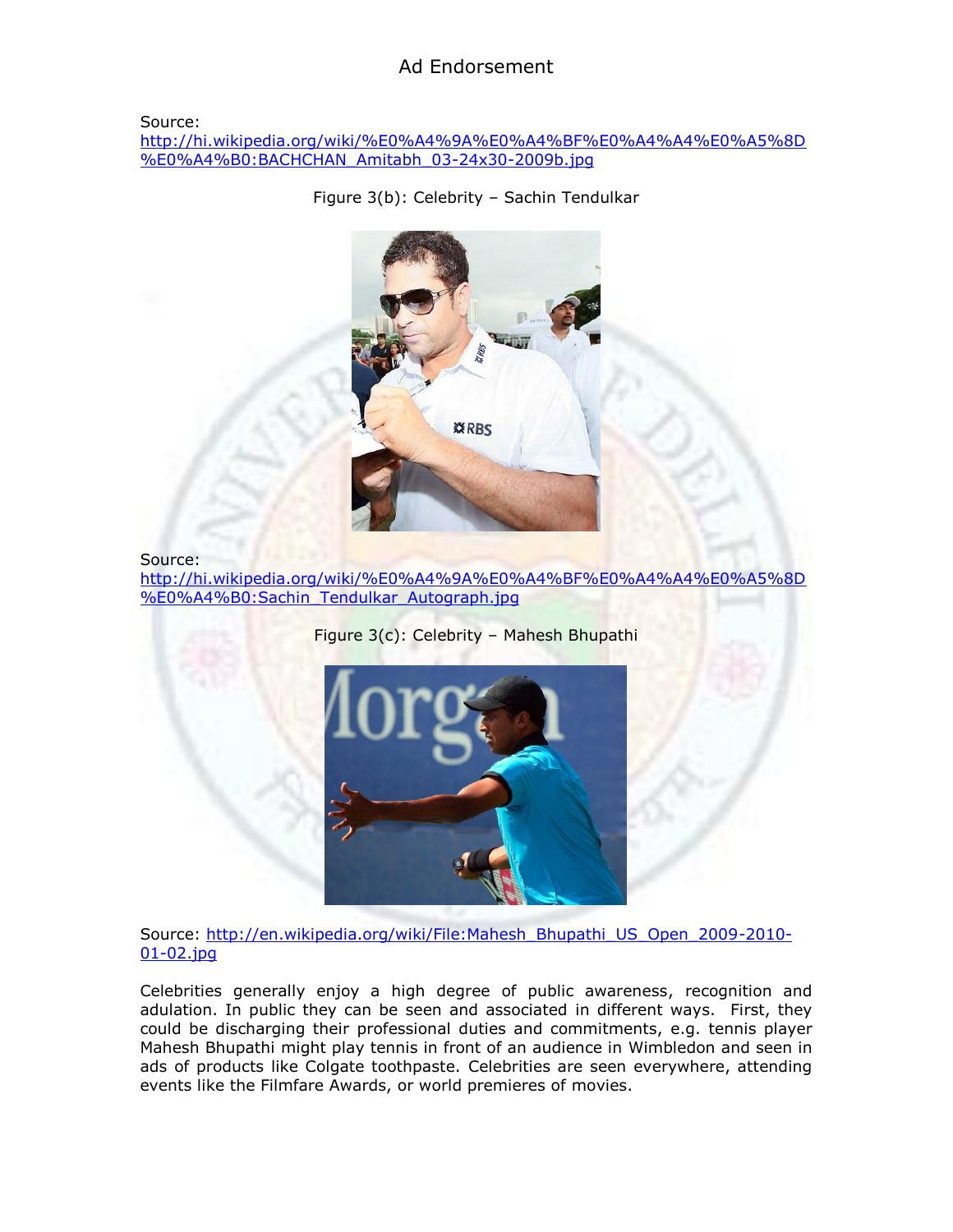Source:
http://hi.wikipedia.org/wiki/%E0%A4%9A%E0%A4%BF%E0%A4%A4%E0%A5%8D%E0%A4%B0:BACHCHAN_Amitabh_03-24x30-2009b.jpg

Figure 3(b): Celebrity – Sachin Tendulkar

Source:
http://hi.wikipedia.org/wiki/%E0%A4%9A%E0%A4%BF%E0%A4%A4%E0%A5%8D%E0%A4%B0:Sachin_Tendulkar_Autograph.jpg

Figure 3(c): Celebrity – Mahesh Bhupathi

Source: http://en.wikipedia.org/wiki/File:Mahesh_Bhupathi_US_Open_2009-2010-01-02.jpg

Celebrities generally enjoy a high degree of public awareness, recognition and adulation. In public they can be seen and associated in different ways. First, they could be discharging their professional duties and commitments, e.g. tennis player Mahesh Bhupathi might play tennis in front of an audience in Wimbledon and seen in ads of products like Colgate toothpaste. Celebrities are seen everywhere, attending events like the Filmfare Awards, or world premieres of movies.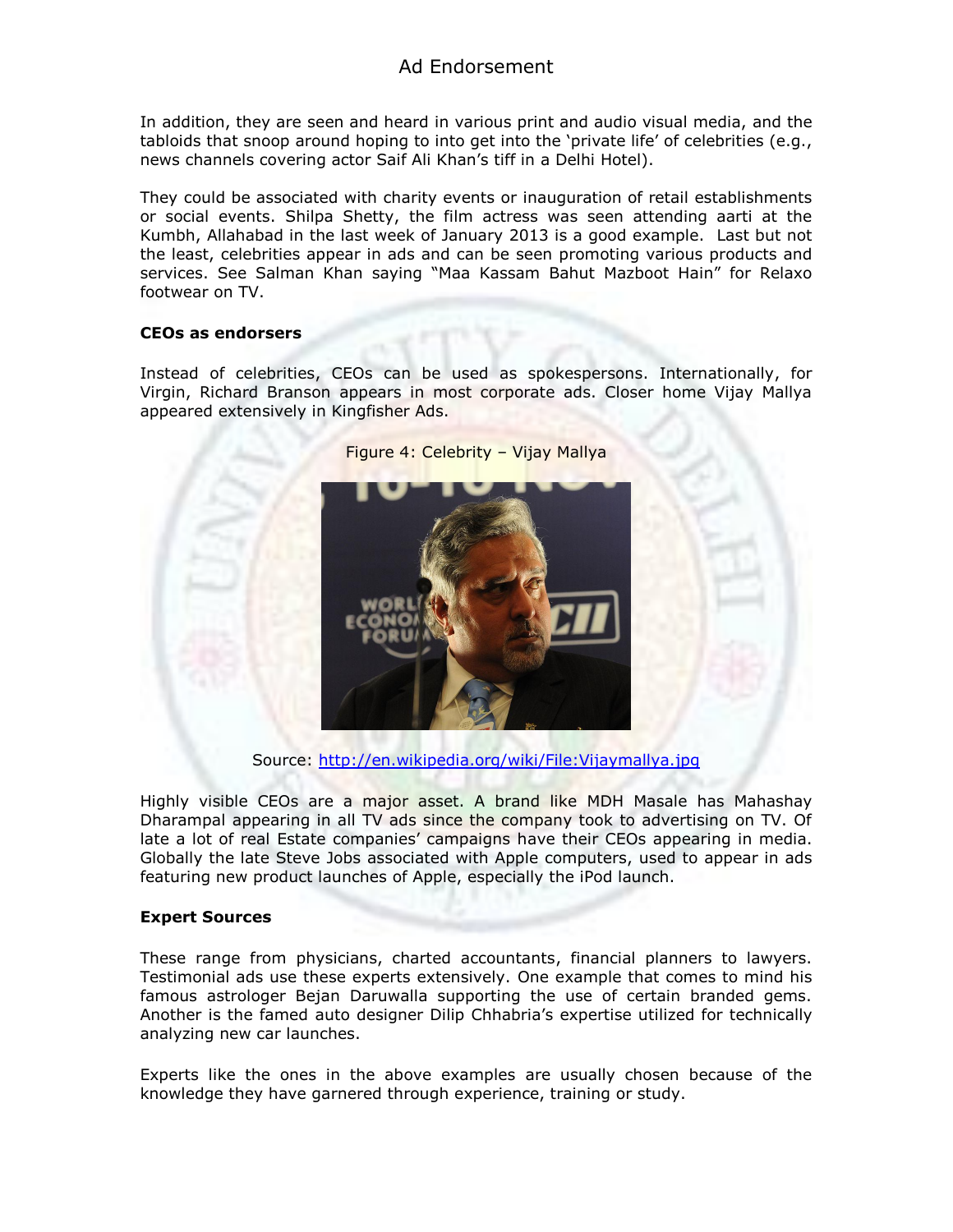In addition, they are seen and heard in various print and audio visual media, and the tabloids that snoop around hoping to into get into the 'private life' of celebrities (e.g., news channels covering actor Saif Ali Khan's tiff in a Delhi Hotel).

They could be associated with charity events or inauguration of retail establishments or social events. Shilpa Shetty, the film actress was seen attending aarti at the Kumbh, Allahabad in the last week of January 2013 is a good example. Last but not the least, celebrities appear in ads and can be seen promoting various products and services. See Salman Khan saying "Maa Kassam Bahut Mazboot Hain" for Relaxo footwear on TV.

**CEOs as endorsers**

Instead of celebrities, CEOs can be used as spokespersons. Internationally, for Virgin, Richard Branson appears in most corporate ads. Closer home Vijay Mallya appeared extensively in Kingfisher Ads.

Figure 4: Celebrity – Vijay Mallya

Source: http://en.wikipedia.org/wiki/File:Vijaymallya.jpg

Highly visible CEOs are a major asset. A brand like MDH Masale has Mahashay Dharampal appearing in all TV ads since the company took to advertising on TV. Of late a lot of real Estate companies' campaigns have their CEOs appearing in media. Globally the late Steve Jobs associated with Apple computers, used to appear in ads featuring new product launches of Apple, especially the iPod launch.

**Expert Sources**

These range from physicians, charted accountants, financial planners to lawyers. Testimonial ads use these experts extensively. One example that comes to mind his famous astrologer Bejan Daruwalla supporting the use of certain branded gems. Another is the famed auto designer Dilip Chhabria's expertise utilized for technically analyzing new car launches.

Experts like the ones in the above examples are usually chosen because of the knowledge they have garnered through experience, training or study.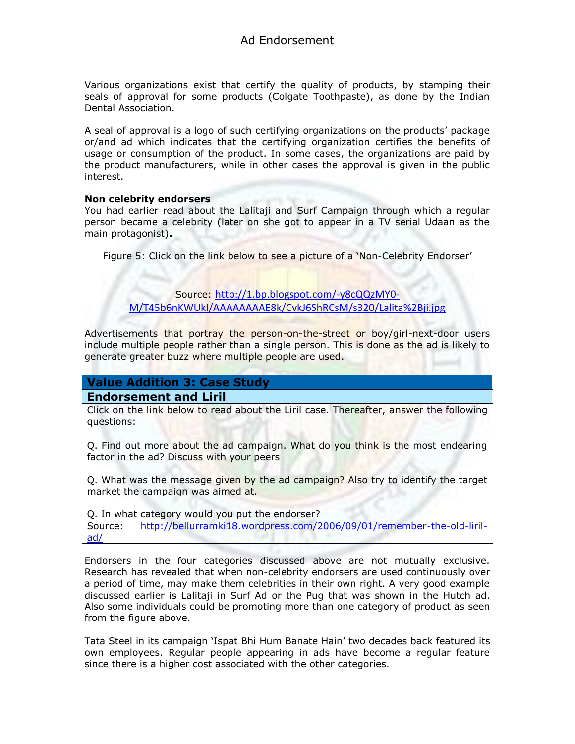Various organizations exist that certify the quality of products, by stamping their seals of approval for some products (Colgate Toothpaste), as done by the Indian Dental Association.

A seal of approval is a logo of such certifying organizations on the products' package or/and ad which indicates that the certifying organization certifies the benefits of usage or consumption of the product. In some cases, the organizations are paid by the product manufacturers, while in other cases the approval is given in the public interest.

**Non celebrity endorsers**

You had earlier read about the Lalitaji and Surf Campaign through which a regular person became a celebrity (later on she got to appear in a TV serial Udaan as the main protagonist).

Figure 5: Click on the link below to see a picture of a 'Non-Celebrity Endorser'

Source: [http://1.bp.blogspot.com/-y8cQQzMY0-M/T45b6nKWUkI/AAAAAAAAE8k/CvkJ6ShRCsM/s320/Lalita%2Bji.jpg](http://1.bp.blogspot.com/-y8cQQzMY0-M/T45b6nKWUkI/AAAAAAAAE8k/CvkJ6ShRCsM/s320/Lalita%2Bji.jpg)

Advertisements that portray the person-on-the-street or boy/girl-next-door users include multiple people rather than a single person. This is done as the ad is likely to generate greater buzz where multiple people are used.

| **Value Addition 3: Case Study** |
|---|
| **Endorsement and Liril** |
| Click on the link below to read about the Liril case. Thereafter, answer the following questions:<br><br>Q. Find out more about the ad campaign. What do you think is the most endearing factor in the ad? Discuss with your peers<br><br>Q. What was the message given by the ad campaign? Also try to identify the target market the campaign was aimed at.<br><br>Q. In what category would you put the endorser? |
| Source: [http://bellurramki18.wordpress.com/2006/09/01/remember-the-old-liril-ad/](http://bellurramki18.wordpress.com/2006/09/01/remember-the-old-liril-ad/) |

Endorsers in the four categories discussed above are not mutually exclusive. Research has revealed that when non-celebrity endorsers are used continuously over a period of time, may make them celebrities in their own right. A very good example discussed earlier is Lalitaji in Surf Ad or the Pug that was shown in the Hutch ad. Also some individuals could be promoting more than one category of product as seen from the figure above.

Tata Steel in its campaign 'Ispat Bhi Hum Banate Hain' two decades back featured its own employees. Regular people appearing in ads have become a regular feature since there is a higher cost associated with the other categories.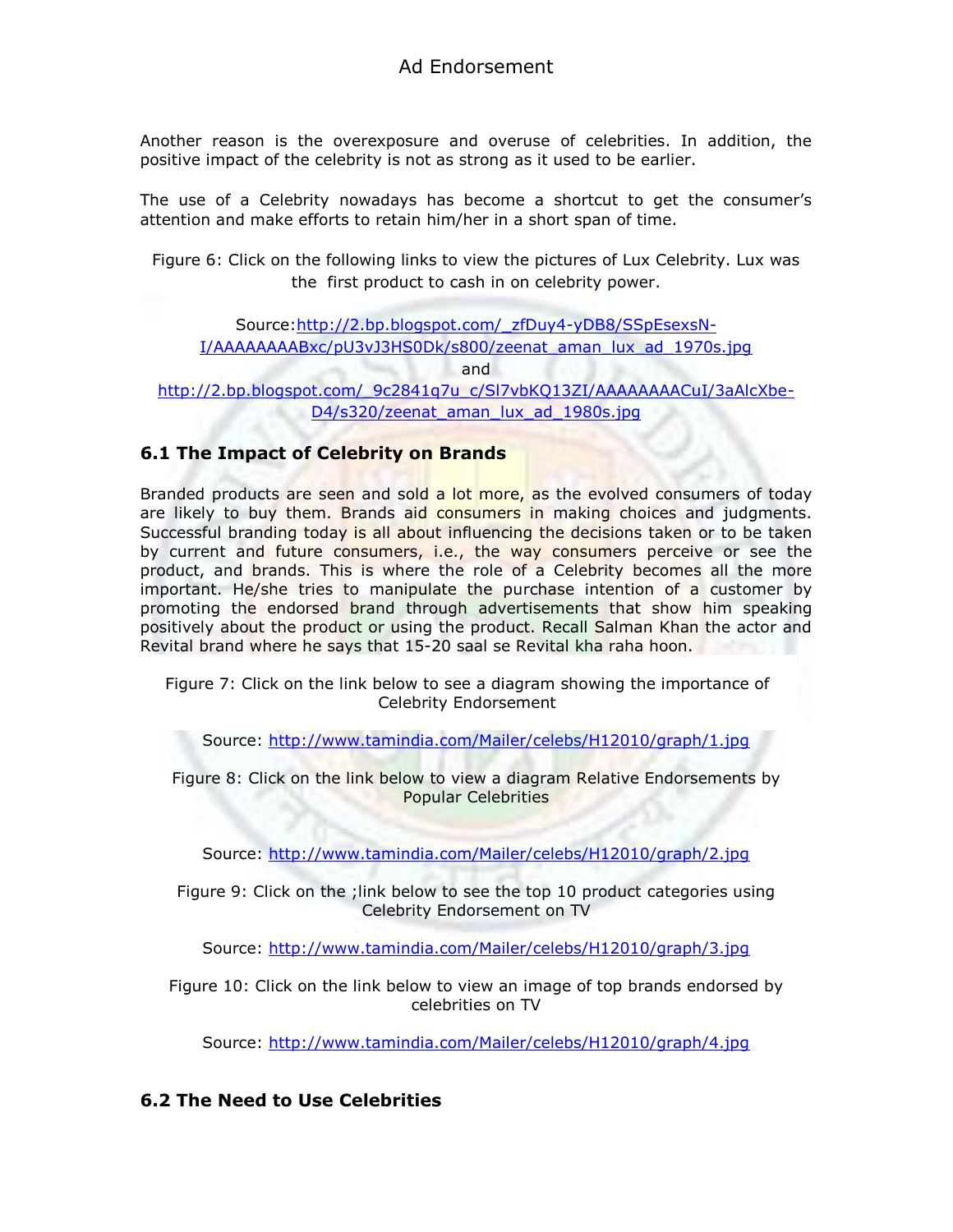Another reason is the overexposure and overuse of celebrities. In addition, the positive impact of the celebrity is not as strong as it used to be earlier.

The use of a Celebrity nowadays has become a shortcut to get the consumer's attention and make efforts to retain him/her in a short span of time.

Figure 6: Click on the following links to view the pictures of Lux Celebrity. Lux was the first product to cash in on celebrity power.

Source:http://2.bp.blogspot.com/_zfDuy4-yDB8/SSpEsexsN-I/AAAAAAAABxc/pU3vJ3HS0Dk/s800/zeenat_aman_lux_ad_1970s.jpg
and
http://2.bp.blogspot.com/_9c2841q7u_c/Sl7vbKQ13ZI/AAAAAAAACuI/3aAlcXbe-D4/s320/zeenat_aman_lux_ad_1980s.jpg

### 6.1 The Impact of Celebrity on Brands

Branded products are seen and sold a lot more, as the evolved consumers of today are likely to buy them. Brands aid consumers in making choices and judgments. Successful branding today is all about influencing the decisions taken or to be taken by current and future consumers, i.e., the way consumers perceive or see the product, and brands. This is where the role of a Celebrity becomes all the more important. He/she tries to manipulate the purchase intention of a customer by promoting the endorsed brand through advertisements that show him speaking positively about the product or using the product. Recall Salman Khan the actor and Revital brand where he says that 15-20 saal se Revital kha raha hoon.

Figure 7: Click on the link below to see a diagram showing the importance of Celebrity Endorsement

Source: http://www.tamindia.com/Mailer/celebs/H12010/graph/1.jpg

Figure 8: Click on the link below to view a diagram Relative Endorsements by Popular Celebrities

Source: http://www.tamindia.com/Mailer/celebs/H12010/graph/2.jpg

Figure 9: Click on the ;link below to see the top 10 product categories using Celebrity Endorsement on TV

Source: http://www.tamindia.com/Mailer/celebs/H12010/graph/3.jpg

Figure 10: Click on the link below to view an image of top brands endorsed by celebrities on TV

Source: http://www.tamindia.com/Mailer/celebs/H12010/graph/4.jpg

### 6.2 The Need to Use Celebrities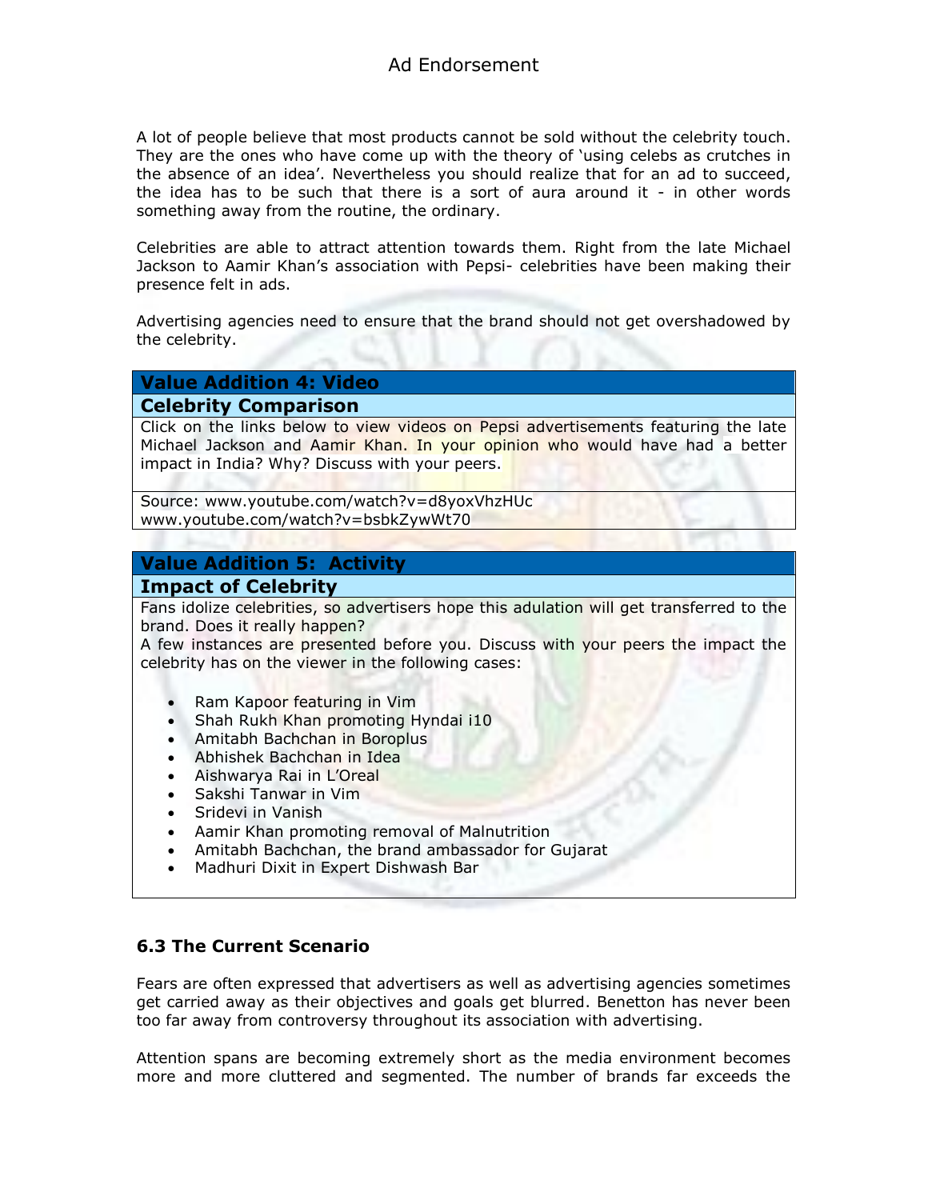A lot of people believe that most products cannot be sold without the celebrity touch. They are the ones who have come up with the theory of 'using celebs as crutches in the absence of an idea'. Nevertheless you should realize that for an ad to succeed, the idea has to be such that there is a sort of aura around it - in other words something away from the routine, the ordinary.

Celebrities are able to attract attention towards them. Right from the late Michael Jackson to Aamir Khan's association with Pepsi- celebrities have been making their presence felt in ads.

Advertising agencies need to ensure that the brand should not get overshadowed by the celebrity.

| **Value Addition 4: Video** |
|---|
| **Celebrity Comparison** |
| Click on the links below to view videos on Pepsi advertisements featuring the late Michael Jackson and Aamir Khan. In your opinion who would have had a better impact in India? Why? Discuss with your peers. |
| Source: www.youtube.com/watch?v=d8yoxVhzHUc www.youtube.com/watch?v=bsbkZywWt70 |

**Value Addition 5: Activity**

**Impact of Celebrity**

Fans idolize celebrities, so advertisers hope this adulation will get transferred to the brand. Does it really happen?

A few instances are presented before you. Discuss with your peers the impact the celebrity has on the viewer in the following cases:

- Ram Kapoor featuring in Vim
- Shah Rukh Khan promoting Hyndai i10
- Amitabh Bachchan in Boroplus
- Abhishek Bachchan in Idea
- Aishwarya Rai in L'Oreal
- Sakshi Tanwar in Vim
- Sridevi in Vanish
- Aamir Khan promoting removal of Malnutrition
- Amitabh Bachchan, the brand ambassador for Gujarat
- Madhuri Dixit in Expert Dishwash Bar

### 6.3 The Current Scenario

Fears are often expressed that advertisers as well as advertising agencies sometimes get carried away as their objectives and goals get blurred. Benetton has never been too far away from controversy throughout its association with advertising.

Attention spans are becoming extremely short as the media environment becomes more and more cluttered and segmented. The number of brands far exceeds the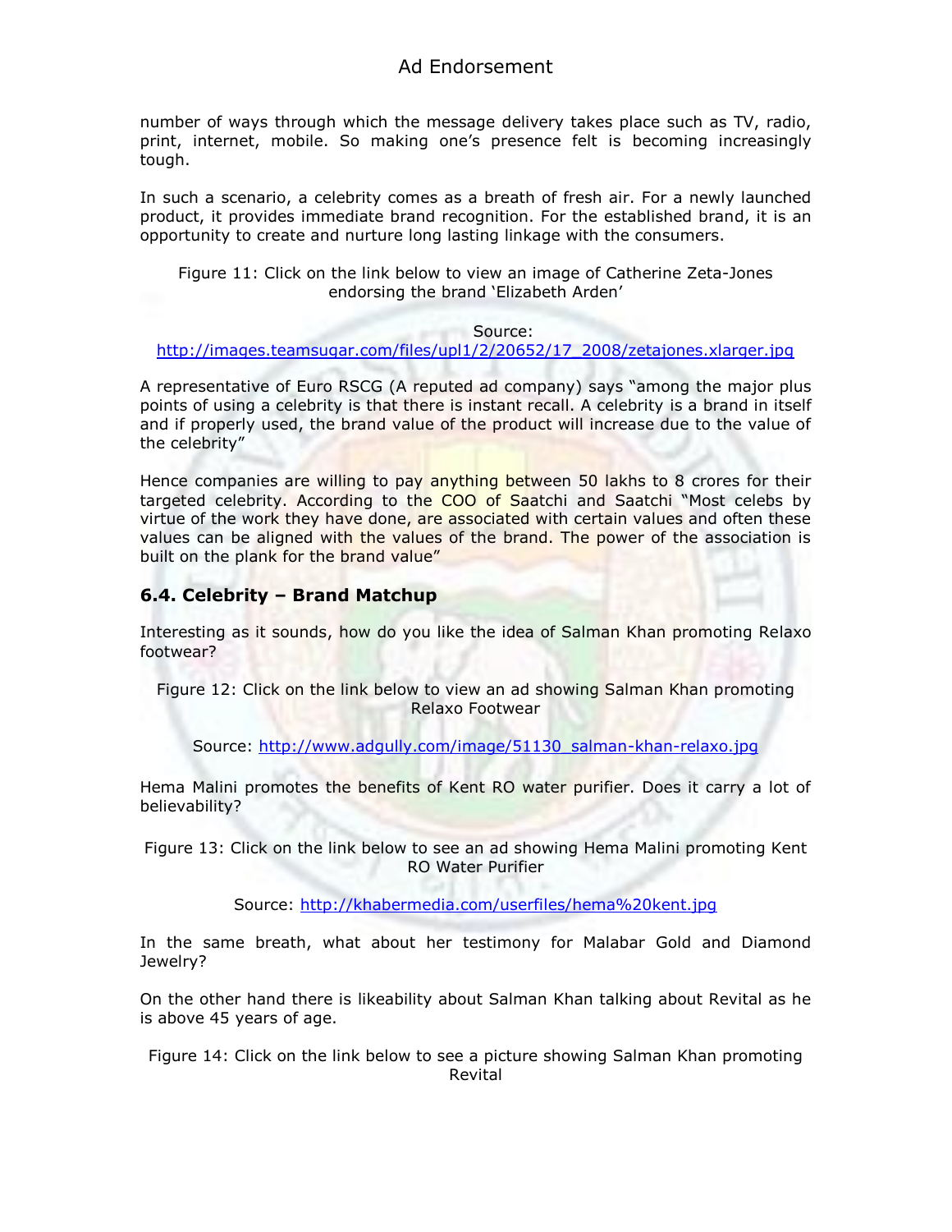number of ways through which the message delivery takes place such as TV, radio, print, internet, mobile. So making one's presence felt is becoming increasingly tough.

In such a scenario, a celebrity comes as a breath of fresh air. For a newly launched product, it provides immediate brand recognition. For the established brand, it is an opportunity to create and nurture long lasting linkage with the consumers.

Figure 11: Click on the link below to view an image of Catherine Zeta-Jones endorsing the brand 'Elizabeth Arden'

Source: http://images.teamsugar.com/files/upl1/2/20652/17_2008/zetajones.xlarger.jpg

A representative of Euro RSCG (A reputed ad company) says "among the major plus points of using a celebrity is that there is instant recall. A celebrity is a brand in itself and if properly used, the brand value of the product will increase due to the value of the celebrity"

Hence companies are willing to pay anything between 50 lakhs to 8 crores for their targeted celebrity. According to the COO of Saatchi and Saatchi "Most celebs by virtue of the work they have done, are associated with certain values and often these values can be aligned with the values of the brand. The power of the association is built on the plank for the brand value"

### 6.4. Celebrity – Brand Matchup

Interesting as it sounds, how do you like the idea of Salman Khan promoting Relaxo footwear?

Figure 12: Click on the link below to view an ad showing Salman Khan promoting Relaxo Footwear

Source: http://www.adgully.com/image/51130_salman-khan-relaxo.jpg

Hema Malini promotes the benefits of Kent RO water purifier. Does it carry a lot of believability?

Figure 13: Click on the link below to see an ad showing Hema Malini promoting Kent RO Water Purifier

Source: http://khabermedia.com/userfiles/hema%20kent.jpg

In the same breath, what about her testimony for Malabar Gold and Diamond Jewelry?

On the other hand there is likeability about Salman Khan talking about Revital as he is above 45 years of age.

Figure 14: Click on the link below to see a picture showing Salman Khan promoting Revital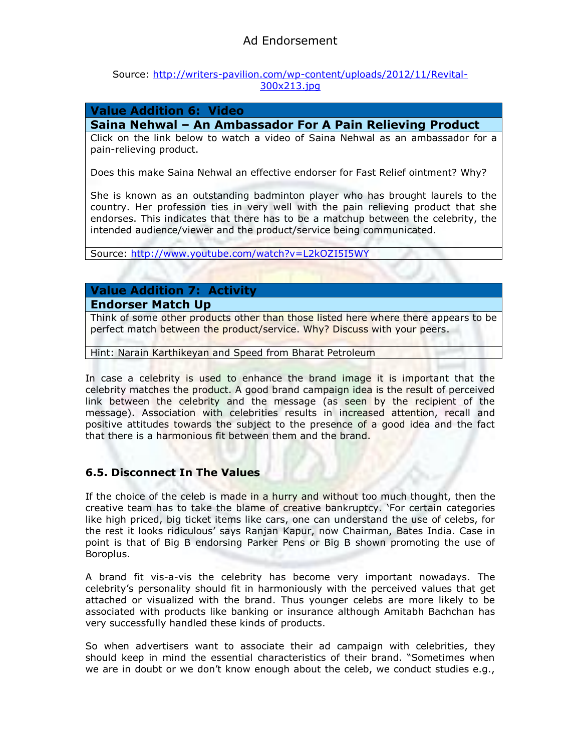Ad Endorsement

Source: http://writers-pavilion.com/wp-content/uploads/2012/11/Revital-300x213.jpg

| **Value Addition 6: Video** |
|---|
| **Saina Nehwal – An Ambassador For A Pain Relieving Product** |
| Click on the link below to watch a video of Saina Nehwal as an ambassador for a pain-relieving product.<br><br>Does this make Saina Nehwal an effective endorser for Fast Relief ointment? Why?<br><br>She is known as an outstanding badminton player who has brought laurels to the country. Her profession ties in very well with the pain relieving product that she endorses. This indicates that there has to be a matchup between the celebrity, the intended audience/viewer and the product/service being communicated. |
| Source: http://www.youtube.com/watch?v=L2kOZI5I5WY |

| **Value Addition 7: Activity** |
|---|
| **Endorser Match Up** |
| Think of some other products other than those listed here where there appears to be perfect match between the product/service. Why? Discuss with your peers. |
| Hint: Narain Karthikeyan and Speed from Bharat Petroleum |

In case a celebrity is used to enhance the brand image it is important that the celebrity matches the product. A good brand campaign idea is the result of perceived link between the celebrity and the message (as seen by the recipient of the message). Association with celebrities results in increased attention, recall and positive attitudes towards the subject to the presence of a good idea and the fact that there is a harmonious fit between them and the brand.

### 6.5. Disconnect In The Values

If the choice of the celeb is made in a hurry and without too much thought, then the creative team has to take the blame of creative bankruptcy. 'For certain categories like high priced, big ticket items like cars, one can understand the use of celebs, for the rest it looks ridiculous' says Ranjan Kapur, now Chairman, Bates India. Case in point is that of Big B endorsing Parker Pens or Big B shown promoting the use of Boroplus.

A brand fit vis-a-vis the celebrity has become very important nowadays. The celebrity's personality should fit in harmoniously with the perceived values that get attached or visualized with the brand. Thus younger celebs are more likely to be associated with products like banking or insurance although Amitabh Bachchan has very successfully handled these kinds of products.

So when advertisers want to associate their ad campaign with celebrities, they should keep in mind the essential characteristics of their brand. "Sometimes when we are in doubt or we don't know enough about the celeb, we conduct studies e.g.,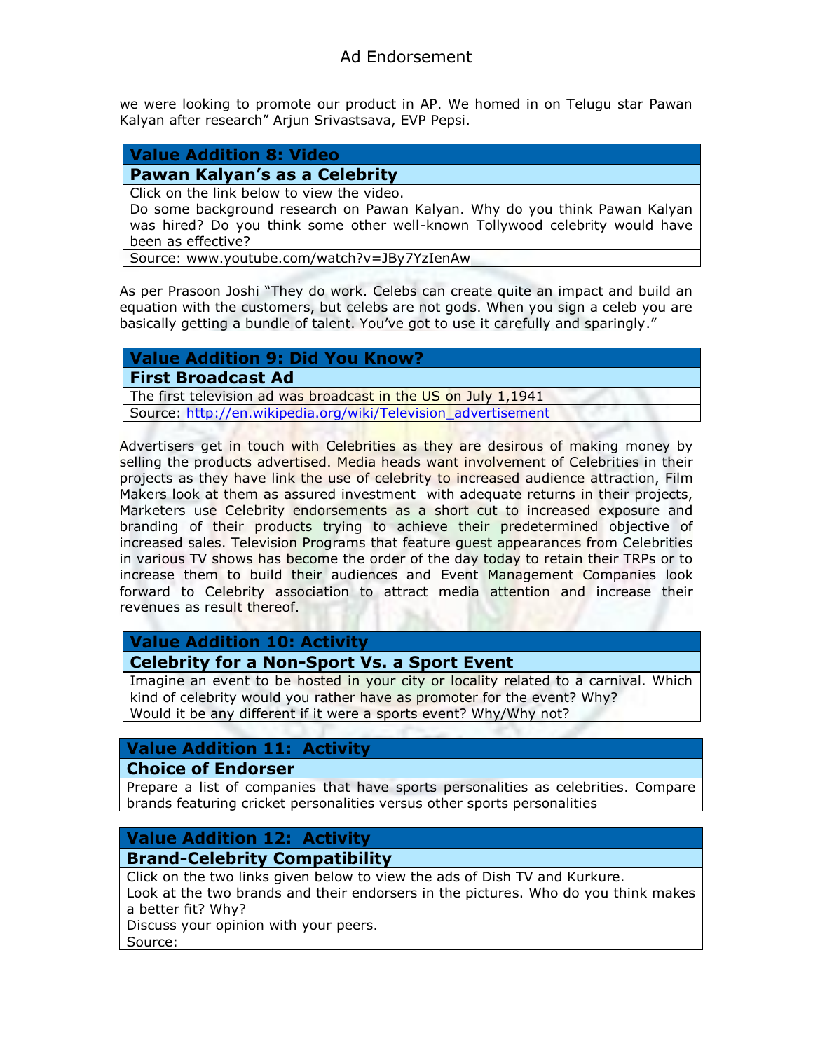we were looking to promote our product in AP. We homed in on Telugu star Pawan Kalyan after research" Arjun Srivastsava, EVP Pepsi.

| **Value Addition 8: Video** |
|---|
| **Pawan Kalyan's as a Celebrity** |
| Click on the link below to view the video. Do some background research on Pawan Kalyan. Why do you think Pawan Kalyan was hired? Do you think some other well-known Tollywood celebrity would have been as effective? |
| Source: www.youtube.com/watch?v=JBy7YzIenAw |

As per Prasoon Joshi "They do work. Celebs can create quite an impact and build an equation with the customers, but celebs are not gods. When you sign a celeb you are basically getting a bundle of talent. You've got to use it carefully and sparingly."

| **Value Addition 9: Did You Know?** |
|---|
| **First Broadcast Ad** |
| The first television ad was broadcast in the US on July 1,1941 |
| Source: http://en.wikipedia.org/wiki/Television_advertisement |

Advertisers get in touch with Celebrities as they are desirous of making money by selling the products advertised. Media heads want involvement of Celebrities in their projects as they have link the use of celebrity to increased audience attraction, Film Makers look at them as assured investment with adequate returns in their projects, Marketers use Celebrity endorsements as a short cut to increased exposure and branding of their products trying to achieve their predetermined objective of increased sales. Television Programs that feature guest appearances from Celebrities in various TV shows has become the order of the day today to retain their TRPs or to increase them to build their audiences and Event Management Companies look forward to Celebrity association to attract media attention and increase their revenues as result thereof.

| **Value Addition 10: Activity** |
|---|
| **Celebrity for a Non-Sport Vs. a Sport Event** |
| Imagine an event to be hosted in your city or locality related to a carnival. Which kind of celebrity would you rather have as promoter for the event? Why? Would it be any different if it were a sports event? Why/Why not? |

| **Value Addition 11: Activity** |
|---|
| **Choice of Endorser** |
| Prepare a list of companies that have sports personalities as celebrities. Compare brands featuring cricket personalities versus other sports personalities |

| **Value Addition 12: Activity** |
|---|
| **Brand-Celebrity Compatibility** |
| Click on the two links given below to view the ads of Dish TV and Kurkure. Look at the two brands and their endorsers in the pictures. Who do you think makes a better fit? Why? Discuss your opinion with your peers. |
| Source: |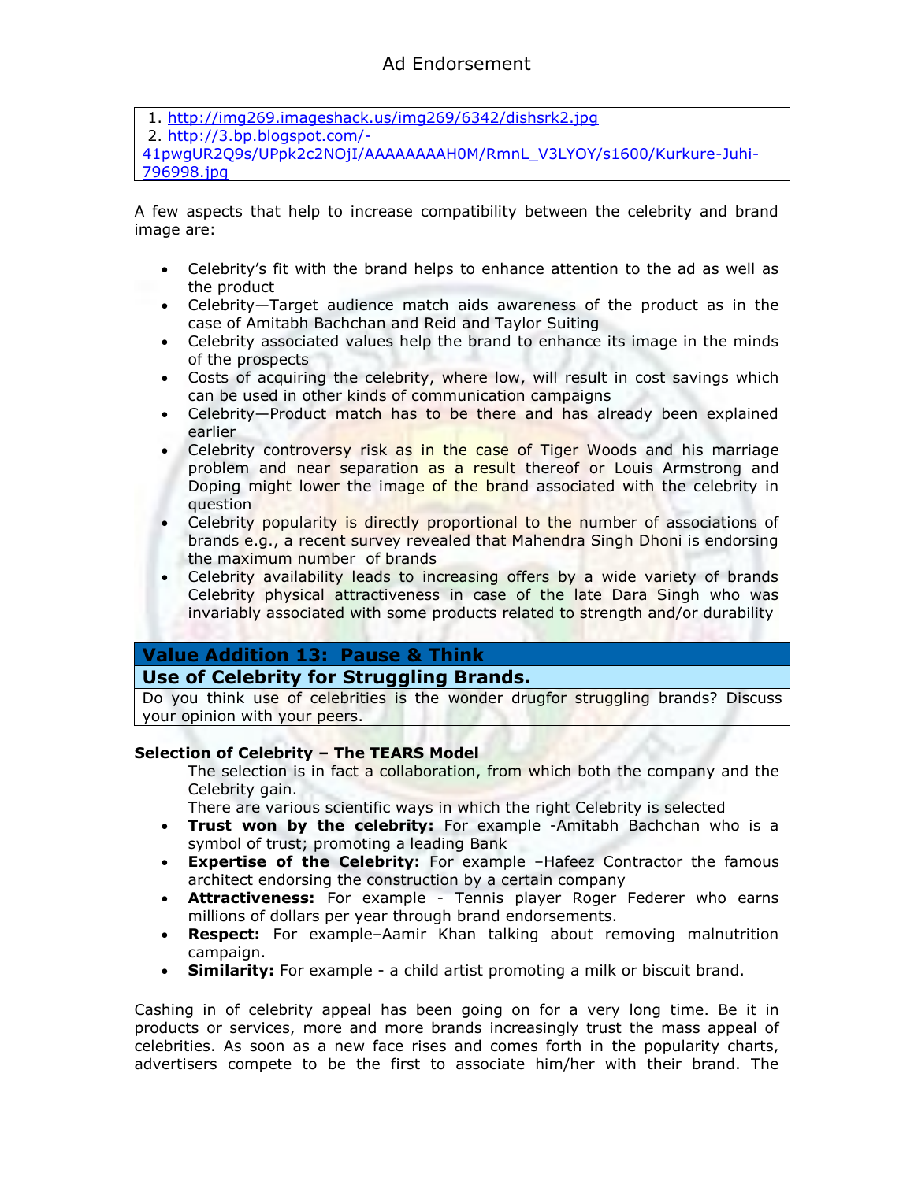1. http://img269.imageshack.us/img269/6342/dishsrk2.jpg
2. http://3.bp.blogspot.com/-41pwgUR2Q9s/UPpk2c2NOjI/AAAAAAAAH0M/RmnL_V3LYOY/s1600/Kurkure-Juhi-796998.jpg

A few aspects that help to increase compatibility between the celebrity and brand image are:

- Celebrity's fit with the brand helps to enhance attention to the ad as well as the product
- Celebrity—Target audience match aids awareness of the product as in the case of Amitabh Bachchan and Reid and Taylor Suiting
- Celebrity associated values help the brand to enhance its image in the minds of the prospects
- Costs of acquiring the celebrity, where low, will result in cost savings which can be used in other kinds of communication campaigns
- Celebrity—Product match has to be there and has already been explained earlier
- Celebrity controversy risk as in the case of Tiger Woods and his marriage problem and near separation as a result thereof or Louis Armstrong and Doping might lower the image of the brand associated with the celebrity in question
- Celebrity popularity is directly proportional to the number of associations of brands e.g., a recent survey revealed that Mahendra Singh Dhoni is endorsing the maximum number of brands
- Celebrity availability leads to increasing offers by a wide variety of brands Celebrity physical attractiveness in case of the late Dara Singh who was invariably associated with some products related to strength and/or durability

| **Value Addition 13: Pause & Think** |
| --- |
| **Use of Celebrity for Struggling Brands.** |
| Do you think use of celebrities is the wonder drugfor struggling brands? Discuss your opinion with your peers. |

**Selection of Celebrity – The TEARS Model**

The selection is in fact a collaboration, from which both the company and the Celebrity gain.

There are various scientific ways in which the right Celebrity is selected

- **Trust won by the celebrity:** For example -Amitabh Bachchan who is a symbol of trust; promoting a leading Bank
- **Expertise of the Celebrity:** For example –Hafeez Contractor the famous architect endorsing the construction by a certain company
- **Attractiveness:** For example - Tennis player Roger Federer who earns millions of dollars per year through brand endorsements.
- **Respect:** For example–Aamir Khan talking about removing malnutrition campaign.
- **Similarity:** For example - a child artist promoting a milk or biscuit brand.

Cashing in of celebrity appeal has been going on for a very long time. Be it in products or services, more and more brands increasingly trust the mass appeal of celebrities. As soon as a new face rises and comes forth in the popularity charts, advertisers compete to be the first to associate him/her with their brand. The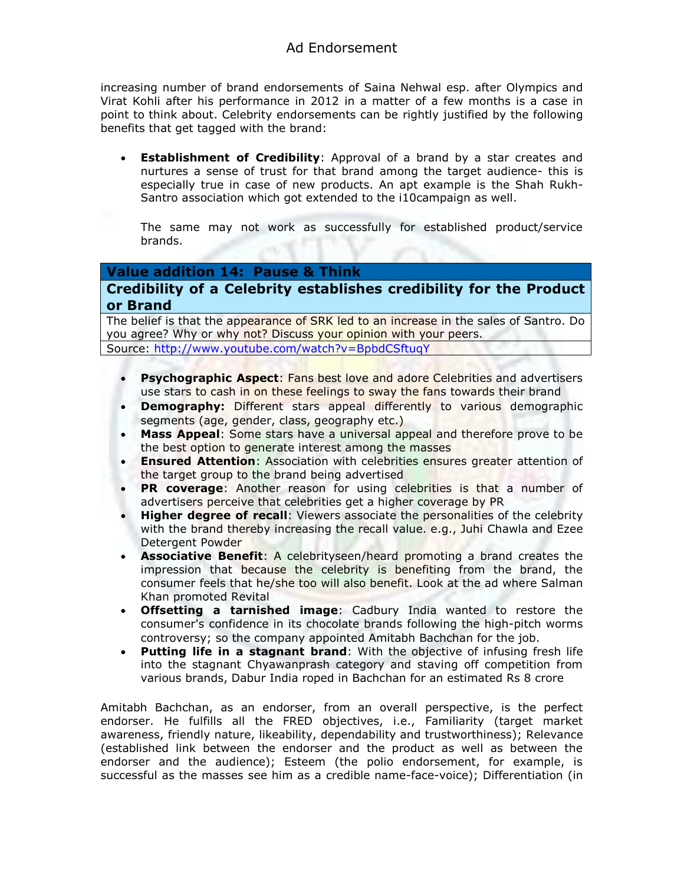increasing number of brand endorsements of Saina Nehwal esp. after Olympics and Virat Kohli after his performance in 2012 in a matter of a few months is a case in point to think about. Celebrity endorsements can be rightly justified by the following benefits that get tagged with the brand:

- **Establishment of Credibility**: Approval of a brand by a star creates and nurtures a sense of trust for that brand among the target audience- this is especially true in case of new products. An apt example is the Shah Rukh-Santro association which got extended to the i10campaign as well.

  The same may not work as successfully for established product/service brands.

| Value addition 14: Pause & Think |
|---|
| **Credibility of a Celebrity establishes credibility for the Product or Brand** |
| The belief is that the appearance of SRK led to an increase in the sales of Santro. Do you agree? Why or why not? Discuss your opinion with your peers. |
| Source: http://www.youtube.com/watch?v=BpbdCSftuqY |

- **Psychographic Aspect**: Fans best love and adore Celebrities and advertisers use stars to cash in on these feelings to sway the fans towards their brand
- **Demography:** Different stars appeal differently to various demographic segments (age, gender, class, geography etc.)
- **Mass Appeal**: Some stars have a universal appeal and therefore prove to be the best option to generate interest among the masses
- **Ensured Attention**: Association with celebrities ensures greater attention of the target group to the brand being advertised
- **PR coverage**: Another reason for using celebrities is that a number of advertisers perceive that celebrities get a higher coverage by PR
- **Higher degree of recall**: Viewers associate the personalities of the celebrity with the brand thereby increasing the recall value. e.g., Juhi Chawla and Ezee Detergent Powder
- **Associative Benefit**: A celebrityseen/heard promoting a brand creates the impression that because the celebrity is benefiting from the brand, the consumer feels that he/she too will also benefit. Look at the ad where Salman Khan promoted Revital
- **Offsetting a tarnished image**: Cadbury India wanted to restore the consumer's confidence in its chocolate brands following the high-pitch worms controversy; so the company appointed Amitabh Bachchan for the job.
- **Putting life in a stagnant brand**: With the objective of infusing fresh life into the stagnant Chyawanprash category and staving off competition from various brands, Dabur India roped in Bachchan for an estimated Rs 8 crore

Amitabh Bachchan, as an endorser, from an overall perspective, is the perfect endorser. He fulfills all the FRED objectives, i.e., Familiarity (target market awareness, friendly nature, likeability, dependability and trustworthiness); Relevance (established link between the endorser and the product as well as between the endorser and the audience); Esteem (the polio endorsement, for example, is successful as the masses see him as a credible name-face-voice); Differentiation (in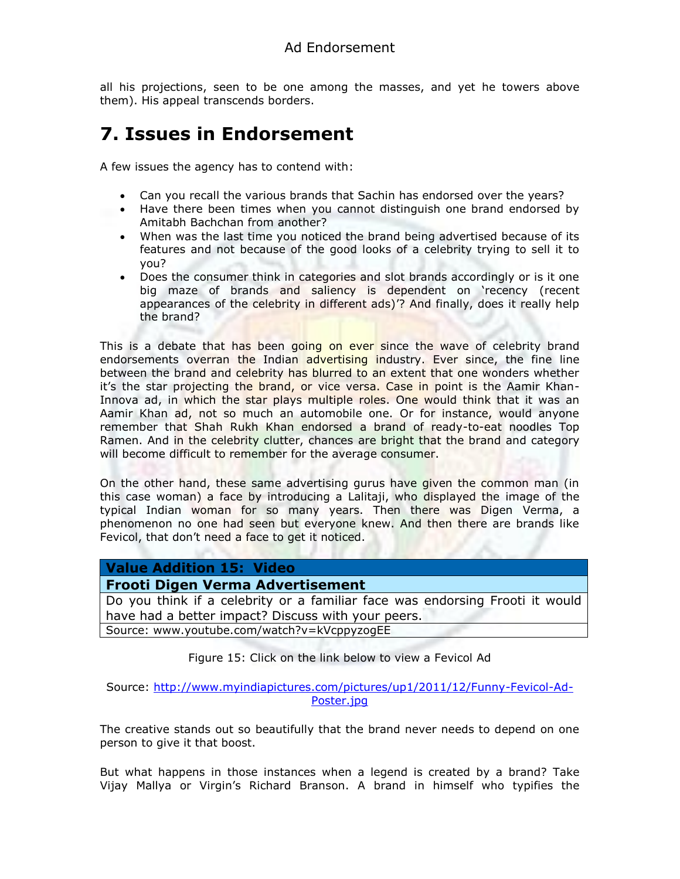all his projections, seen to be one among the masses, and yet he towers above them). His appeal transcends borders.

# 7. Issues in Endorsement

A few issues the agency has to contend with:

- Can you recall the various brands that Sachin has endorsed over the years?
- Have there been times when you cannot distinguish one brand endorsed by Amitabh Bachchan from another?
- When was the last time you noticed the brand being advertised because of its features and not because of the good looks of a celebrity trying to sell it to you?
- Does the consumer think in categories and slot brands accordingly or is it one big maze of brands and saliency is dependent on 'recency (recent appearances of the celebrity in different ads)'? And finally, does it really help the brand?

This is a debate that has been going on ever since the wave of celebrity brand endorsements overran the Indian advertising industry. Ever since, the fine line between the brand and celebrity has blurred to an extent that one wonders whether it's the star projecting the brand, or vice versa. Case in point is the Aamir Khan-Innova ad, in which the star plays multiple roles. One would think that it was an Aamir Khan ad, not so much an automobile one. Or for instance, would anyone remember that Shah Rukh Khan endorsed a brand of ready-to-eat noodles Top Ramen. And in the celebrity clutter, chances are bright that the brand and category will become difficult to remember for the average consumer.

On the other hand, these same advertising gurus have given the common man (in this case woman) a face by introducing a Lalitaji, who displayed the image of the typical Indian woman for so many years. Then there was Digen Verma, a phenomenon no one had seen but everyone knew. And then there are brands like Fevicol, that don't need a face to get it noticed.

| **Value Addition 15: Video** |
| --- |
| **Frooti Digen Verma Advertisement** |
| Do you think if a celebrity or a familiar face was endorsing Frooti it would have had a better impact? Discuss with your peers. |
| Source: www.youtube.com/watch?v=kVcppyzogEE |

Figure 15: Click on the link below to view a Fevicol Ad

Source: http://www.myindiapictures.com/pictures/up1/2011/12/Funny-Fevicol-Ad-Poster.jpg

The creative stands out so beautifully that the brand never needs to depend on one person to give it that boost.

But what happens in those instances when a legend is created by a brand? Take Vijay Mallya or Virgin's Richard Branson. A brand in himself who typifies the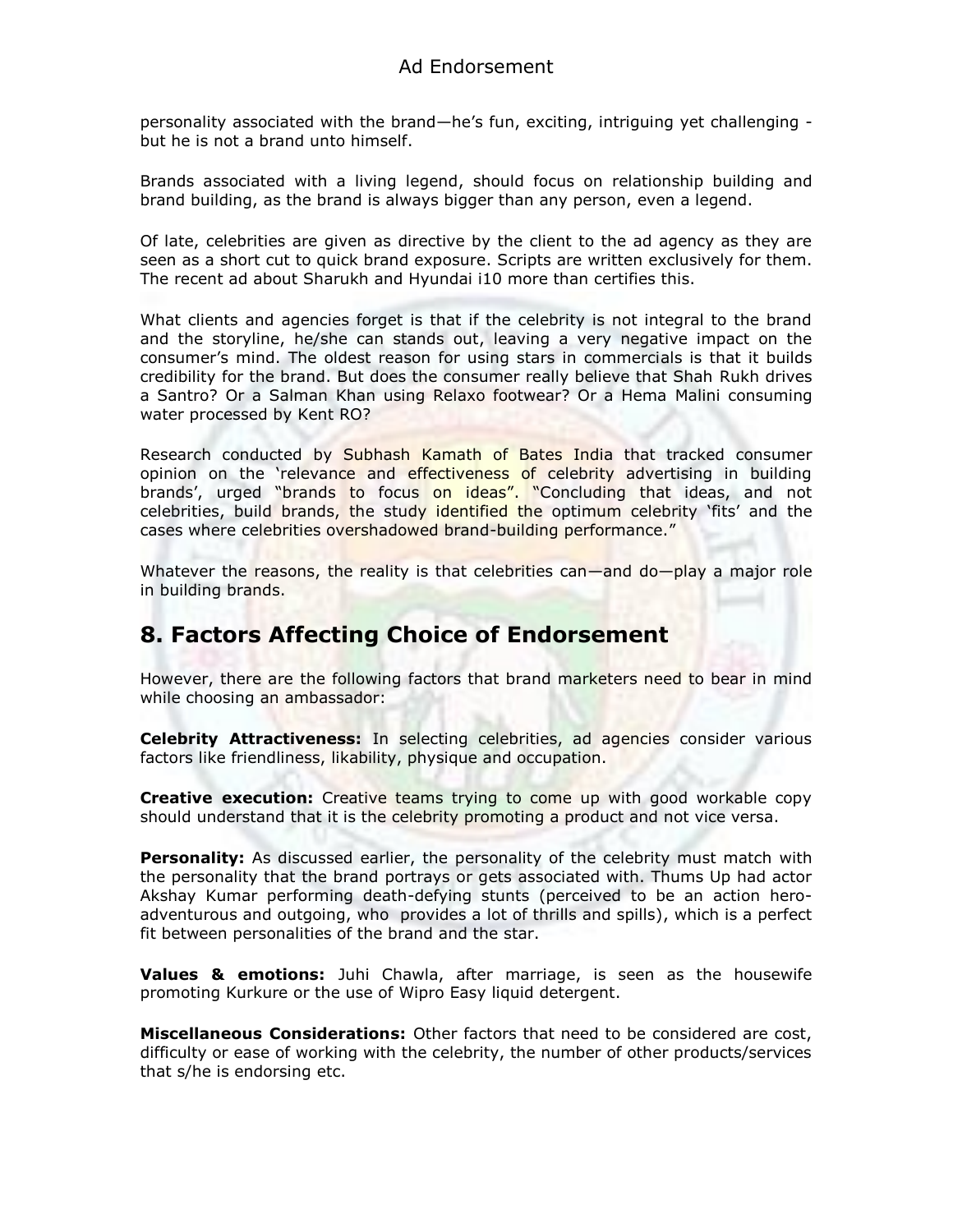personality associated with the brand—he's fun, exciting, intriguing yet challenging - but he is not a brand unto himself.

Brands associated with a living legend, should focus on relationship building and brand building, as the brand is always bigger than any person, even a legend.

Of late, celebrities are given as directive by the client to the ad agency as they are seen as a short cut to quick brand exposure. Scripts are written exclusively for them. The recent ad about Sharukh and Hyundai i10 more than certifies this.

What clients and agencies forget is that if the celebrity is not integral to the brand and the storyline, he/she can stands out, leaving a very negative impact on the consumer's mind. The oldest reason for using stars in commercials is that it builds credibility for the brand. But does the consumer really believe that Shah Rukh drives a Santro? Or a Salman Khan using Relaxo footwear? Or a Hema Malini consuming water processed by Kent RO?

Research conducted by Subhash Kamath of Bates India that tracked consumer opinion on the 'relevance and effectiveness of celebrity advertising in building brands', urged "brands to focus on ideas". "Concluding that ideas, and not celebrities, build brands, the study identified the optimum celebrity 'fits' and the cases where celebrities overshadowed brand-building performance."

Whatever the reasons, the reality is that celebrities can—and do—play a major role in building brands.

## 8. Factors Affecting Choice of Endorsement

However, there are the following factors that brand marketers need to bear in mind while choosing an ambassador:

**Celebrity Attractiveness:** In selecting celebrities, ad agencies consider various factors like friendliness, likability, physique and occupation.

**Creative execution:** Creative teams trying to come up with good workable copy should understand that it is the celebrity promoting a product and not vice versa.

**Personality:** As discussed earlier, the personality of the celebrity must match with the personality that the brand portrays or gets associated with. Thums Up had actor Akshay Kumar performing death-defying stunts (perceived to be an action hero-adventurous and outgoing, who provides a lot of thrills and spills), which is a perfect fit between personalities of the brand and the star.

**Values & emotions:** Juhi Chawla, after marriage, is seen as the housewife promoting Kurkure or the use of Wipro Easy liquid detergent.

**Miscellaneous Considerations:** Other factors that need to be considered are cost, difficulty or ease of working with the celebrity, the number of other products/services that s/he is endorsing etc.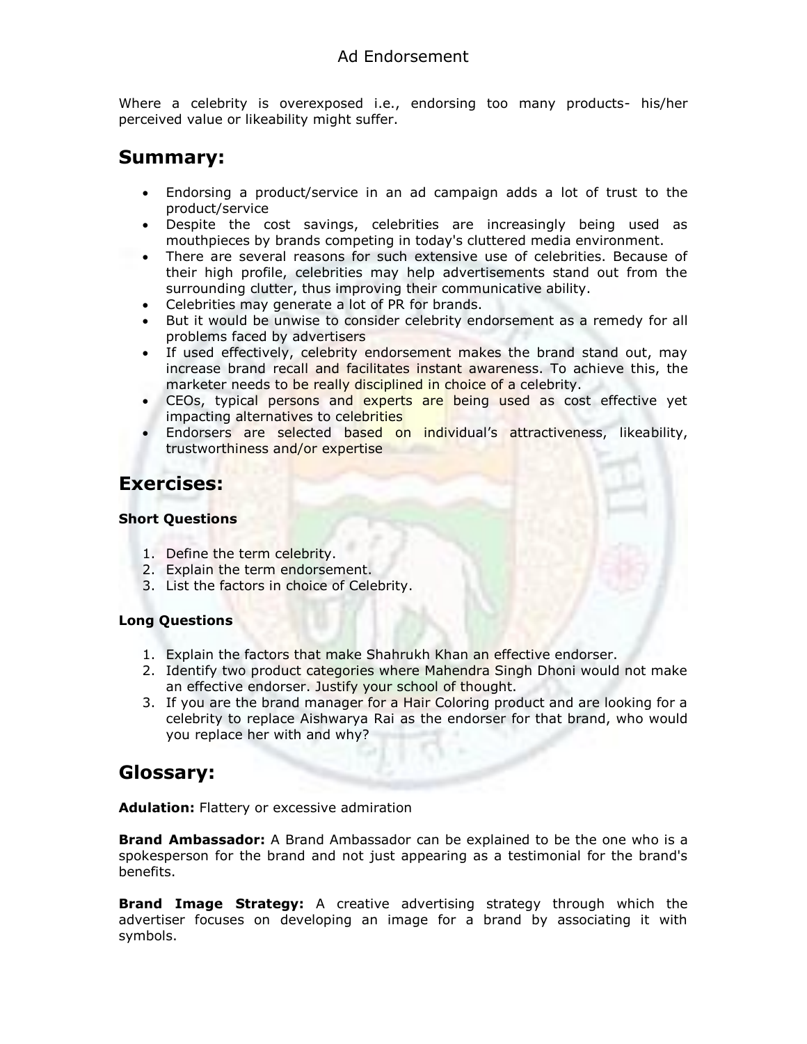Where a celebrity is overexposed i.e., endorsing too many products- his/her perceived value or likeability might suffer.

## Summary:

- Endorsing a product/service in an ad campaign adds a lot of trust to the product/service
- Despite the cost savings, celebrities are increasingly being used as mouthpieces by brands competing in today's cluttered media environment.
- There are several reasons for such extensive use of celebrities. Because of their high profile, celebrities may help advertisements stand out from the surrounding clutter, thus improving their communicative ability.
- Celebrities may generate a lot of PR for brands.
- But it would be unwise to consider celebrity endorsement as a remedy for all problems faced by advertisers
- If used effectively, celebrity endorsement makes the brand stand out, may increase brand recall and facilitates instant awareness. To achieve this, the marketer needs to be really disciplined in choice of a celebrity.
- CEOs, typical persons and experts are being used as cost effective yet impacting alternatives to celebrities
- Endorsers are selected based on individual's attractiveness, likeability, trustworthiness and/or expertise

## Exercises:

### Short Questions

1. Define the term celebrity.
2. Explain the term endorsement.
3. List the factors in choice of Celebrity.

### Long Questions

1. Explain the factors that make Shahrukh Khan an effective endorser.
2. Identify two product categories where Mahendra Singh Dhoni would not make an effective endorser. Justify your school of thought.
3. If you are the brand manager for a Hair Coloring product and are looking for a celebrity to replace Aishwarya Rai as the endorser for that brand, who would you replace her with and why?

## Glossary:

**Adulation:** Flattery or excessive admiration

**Brand Ambassador:** A Brand Ambassador can be explained to be the one who is a spokesperson for the brand and not just appearing as a testimonial for the brand's benefits.

**Brand Image Strategy:** A creative advertising strategy through which the advertiser focuses on developing an image for a brand by associating it with symbols.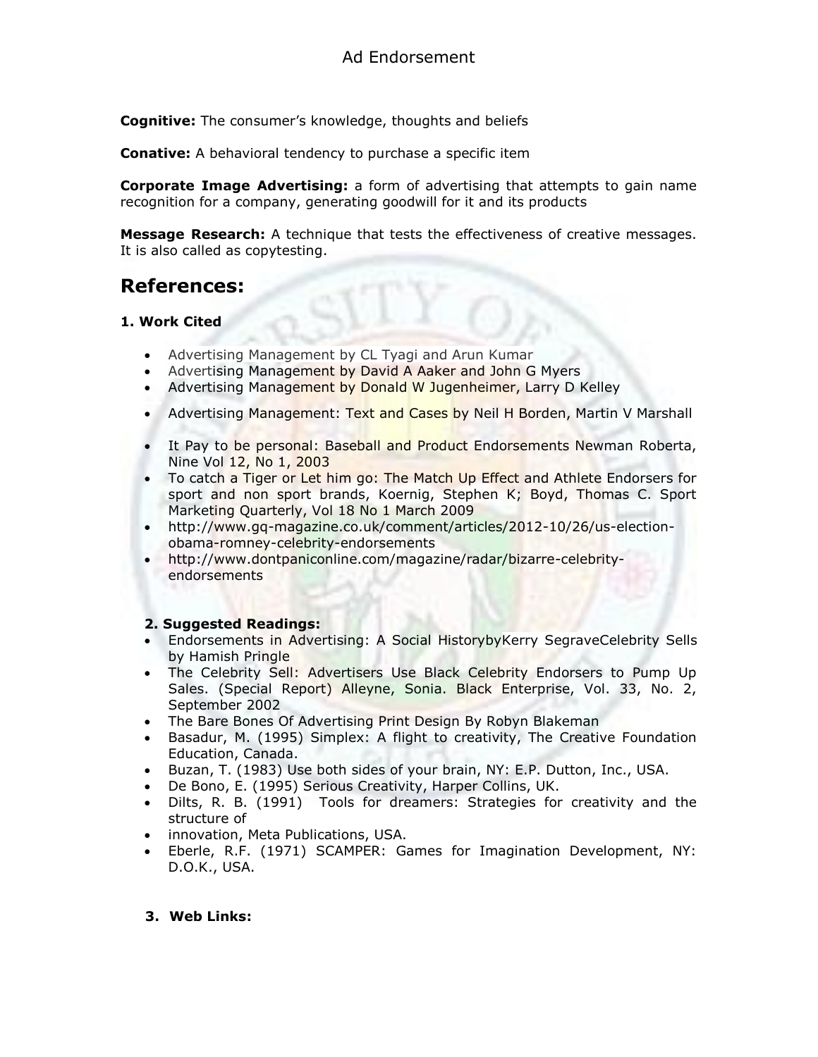**Cognitive:** The consumer's knowledge, thoughts and beliefs

**Conative:** A behavioral tendency to purchase a specific item

**Corporate Image Advertising:** a form of advertising that attempts to gain name recognition for a company, generating goodwill for it and its products

**Message Research:** A technique that tests the effectiveness of creative messages. It is also called as copytesting.

## References:

**1. Work Cited**

- Advertising Management by CL Tyagi and Arun Kumar
- Advertising Management by David A Aaker and John G Myers
- Advertising Management by Donald W Jugenheimer, Larry D Kelley
- Advertising Management: Text and Cases by Neil H Borden, Martin V Marshall
- It Pay to be personal: Baseball and Product Endorsements Newman Roberta, Nine Vol 12, No 1, 2003
- To catch a Tiger or Let him go: The Match Up Effect and Athlete Endorsers for sport and non sport brands, Koernig, Stephen K; Boyd, Thomas C. Sport Marketing Quarterly, Vol 18 No 1 March 2009
- http://www.gq-magazine.co.uk/comment/articles/2012-10/26/us-election-obama-romney-celebrity-endorsements
- http://www.dontpaniconline.com/magazine/radar/bizarre-celebrity-endorsements

**2. Suggested Readings:**

- Endorsements in Advertising: A Social HistorybyKerry SegraveCelebrity Sells by Hamish Pringle
- The Celebrity Sell: Advertisers Use Black Celebrity Endorsers to Pump Up Sales. (Special Report) Alleyne, Sonia. Black Enterprise, Vol. 33, No. 2, September 2002
- The Bare Bones Of Advertising Print Design By Robyn Blakeman
- Basadur, M. (1995) Simplex: A flight to creativity, The Creative Foundation Education, Canada.
- Buzan, T. (1983) Use both sides of your brain, NY: E.P. Dutton, Inc., USA.
- De Bono, E. (1995) Serious Creativity, Harper Collins, UK.
- Dilts, R. B. (1991) Tools for dreamers: Strategies for creativity and the structure of
- innovation, Meta Publications, USA.
- Eberle, R.F. (1971) SCAMPER: Games for Imagination Development, NY: D.O.K., USA.

**3. Web Links:**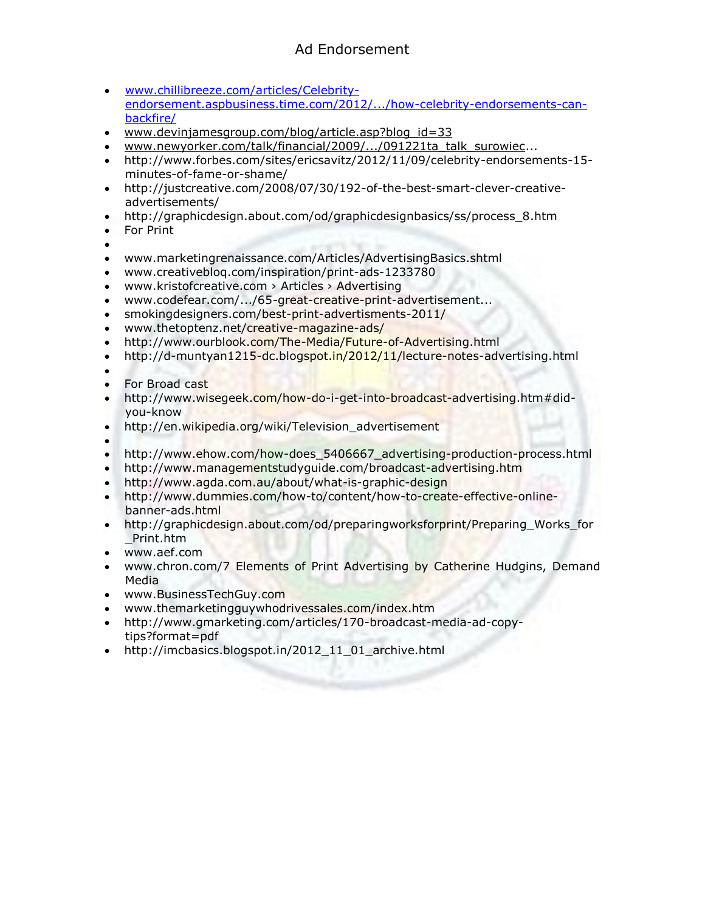Ad Endorsement

- www.chillibreeze.com/articles/Celebrity-endorsement.aspbusiness.time.com/2012/.../how-celebrity-endorsements-can-backfire/
- www.devinjamesgroup.com/blog/article.asp?blog_id=33
- www.newyorker.com/talk/financial/2009/.../091221ta_talk_surowiec...
- http://www.forbes.com/sites/ericsavitz/2012/11/09/celebrity-endorsements-15-minutes-of-fame-or-shame/
- http://justcreative.com/2008/07/30/192-of-the-best-smart-clever-creative-advertisements/
- http://graphicdesign.about.com/od/graphicdesignbasics/ss/process_8.htm
- For Print
- 
- www.marketingrenaissance.com/Articles/AdvertisingBasics.shtml
- www.creativebloq.com/inspiration/print-ads-1233780
- www.kristofcreative.com › Articles › Advertising
- www.codefear.com/.../65-great-creative-print-advertisement...
- smokingdesigners.com/best-print-advertisments-2011/
- www.thetoptenz.net/creative-magazine-ads/
- http://www.ourblook.com/The-Media/Future-of-Advertising.html
- http://d-muntyan1215-dc.blogspot.in/2012/11/lecture-notes-advertising.html
- 
- For Broad cast
- http://www.wisegeek.com/how-do-i-get-into-broadcast-advertising.htm#did-you-know
- http://en.wikipedia.org/wiki/Television_advertisement
- 
- http://www.ehow.com/how-does_5406667_advertising-production-process.html
- http://www.managementstudyguide.com/broadcast-advertising.htm
- http://www.agda.com.au/about/what-is-graphic-design
- http://www.dummies.com/how-to/content/how-to-create-effective-online-banner-ads.html
- http://graphicdesign.about.com/od/preparingworksforprint/Preparing_Works_for_Print.htm
- www.aef.com
- www.chron.com/7 Elements of Print Advertising by Catherine Hudgins, Demand Media
- www.BusinessTechGuy.com
- www.themarketingguywhodrivessales.com/index.htm
- http://www.gmarketing.com/articles/170-broadcast-media-ad-copy-tips?format=pdf
- http://imcbasics.blogspot.in/2012_11_01_archive.html